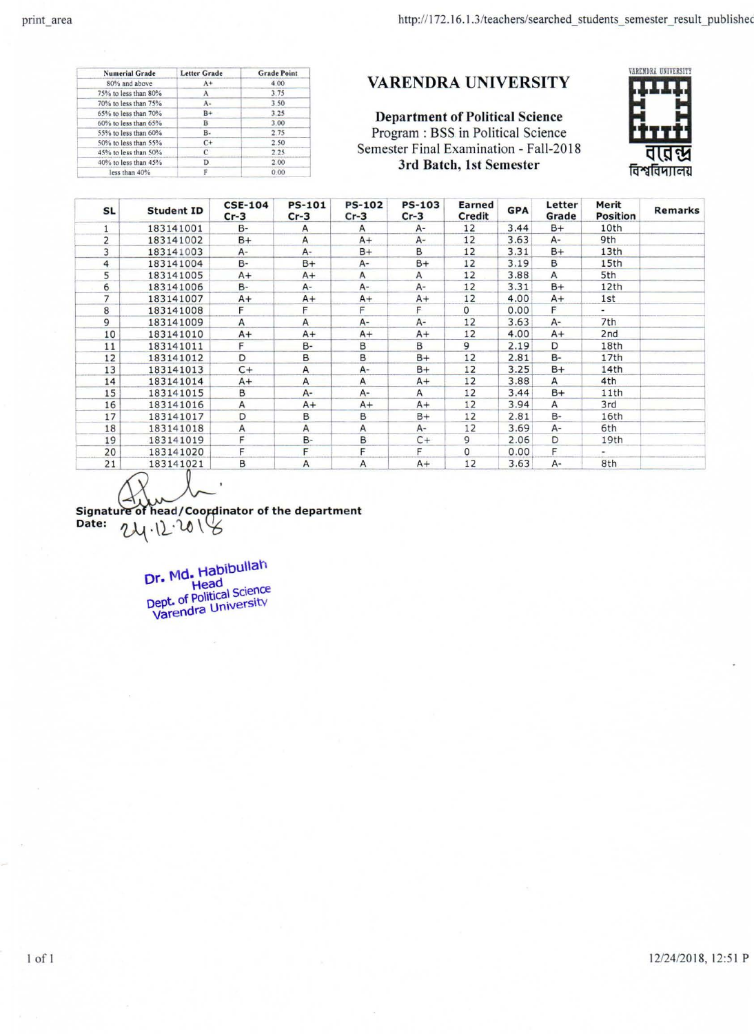| Numerial Grade | Letter Grade | Grade Point |
|---|---|---|
| 80% and above | A+ | 4.00 |
| 75% to less than 80% | A | 3.75 |
| 70% to less than 75% | A- | 3.50 |
| 65% to less than 70% | B+ | 3.25 |
| 60% to less than 65% | B | 3.00 |
| 55% to less than 60% | B- | 2.75 |
| 50% to less than 55% | C+ | 2.50 |
| 45% to less than 50% | C | 2.25 |
| 40% to less than 45% | D | 2.00 |
| less than 40% | F | 0.00 |

# VARENDRA UNIVERSITY

**Department of Political Science**

Program : BSS in Political Science

Semester Final Examination - Fall-2018

**3rd Batch, 1st Semester**

VARENDRA UNIVERSITY

বারেন্দ্র বিশ্ববিদ্যালয়

| SL | Student ID | CSE-104 Cr-3 | PS-101 Cr-3 | PS-102 Cr-3 | PS-103 Cr-3 | Earned Credit | GPA | Letter Grade | Merit Position | Remarks |
|---|---|---|---|---|---|---|---|---|---|---|
| 1 | 183141001 | B- | A | A | A- | 12 | 3.44 | B+ | 10th | |
| 2 | 183141002 | B+ | A | A+ | A- | 12 | 3.63 | A- | 9th | |
| 3 | 183141003 | A- | A- | B+ | B | 12 | 3.31 | B+ | 13th | |
| 4 | 183141004 | B- | B+ | A- | B+ | 12 | 3.19 | B | 15th | |
| 5 | 183141005 | A+ | A+ | A | A | 12 | 3.88 | A | 5th | |
| 6 | 183141006 | B- | A- | A- | A- | 12 | 3.31 | B+ | 12th | |
| 7 | 183141007 | A+ | A+ | A+ | A+ | 12 | 4.00 | A+ | 1st | |
| 8 | 183141008 | F | F | F | F | 0 | 0.00 | F | - | |
| 9 | 183141009 | A | A | A- | A- | 12 | 3.63 | A- | 7th | |
| 10 | 183141010 | A+ | A+ | A+ | A+ | 12 | 4.00 | A+ | 2nd | |
| 11 | 183141011 | F | B- | B | B | 9 | 2.19 | D | 18th | |
| 12 | 183141012 | D | B | B | B+ | 12 | 2.81 | B- | 17th | |
| 13 | 183141013 | C+ | A | A- | B+ | 12 | 3.25 | B+ | 14th | |
| 14 | 183141014 | A+ | A | A | A+ | 12 | 3.88 | A | 4th | |
| 15 | 183141015 | B | A- | A- | A | 12 | 3.44 | B+ | 11th | |
| 16 | 183141016 | A | A+ | A+ | A+ | 12 | 3.94 | A | 3rd | |
| 17 | 183141017 | D | B | B | B+ | 12 | 2.81 | B- | 16th | |
| 18 | 183141018 | A | A | A | A- | 12 | 3.69 | A- | 6th | |
| 19 | 183141019 | F | B- | B | C+ | 9 | 2.06 | D | 19th | |
| 20 | 183141020 | F | F | F | F | 0 | 0.00 | F | - | |
| 21 | 183141021 | B | A | A | A+ | 12 | 3.63 | A- | 8th | |

**Signature of head/Coordinator of the department**

**Date:** 24.12.2018

Dr. Md. Habibullah
Head
Dept. of Political Science
Varendra University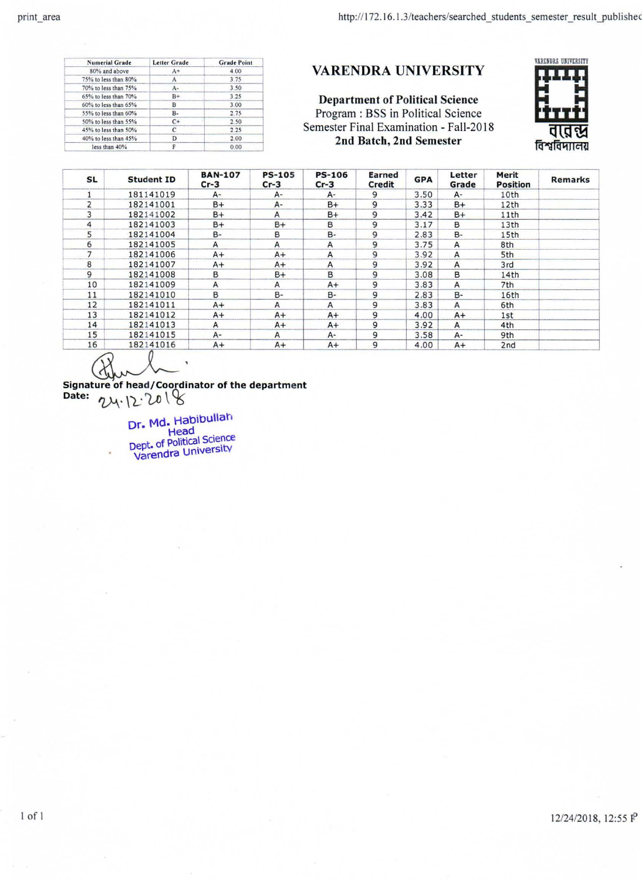| Numerial Grade | Letter Grade | Grade Point |
|---|---|---|
| 80% and above | A+ | 4.00 |
| 75% to less than 80% | A | 3.75 |
| 70% to less than 75% | A- | 3.50 |
| 65% to less than 70% | B+ | 3.25 |
| 60% to less than 65% | B | 3.00 |
| 55% to less than 60% | B- | 2.75 |
| 50% to less than 55% | C+ | 2.50 |
| 45% to less than 50% | C | 2.25 |
| 40% to less than 45% | D | 2.00 |
| less than 40% | F | 0.00 |

# VARENDRA UNIVERSITY

## Department of Political Science

Program : BSS in Political Science

Semester Final Examination - Fall-2018

**2nd Batch, 2nd Semester**

VARENDRA UNIVERSITY

বারেন্দ্র বিশ্ববিদ্যালয়

| SL | Student ID | BAN-107 Cr-3 | PS-105 Cr-3 | PS-106 Cr-3 | Earned Credit | GPA | Letter Grade | Merit Position | Remarks |
|---|---|---|---|---|---|---|---|---|---|
| 1 | 181141019 | A- | A- | A- | 9 | 3.50 | A- | 10th | |
| 2 | 182141001 | B+ | A- | B+ | 9 | 3.33 | B+ | 12th | |
| 3 | 182141002 | B+ | A | B+ | 9 | 3.42 | B+ | 11th | |
| 4 | 182141003 | B+ | B+ | B | 9 | 3.17 | B | 13th | |
| 5 | 182141004 | B- | B | B- | 9 | 2.83 | B- | 15th | |
| 6 | 182141005 | A | A | A | 9 | 3.75 | A | 8th | |
| 7 | 182141006 | A+ | A+ | A | 9 | 3.92 | A | 5th | |
| 8 | 182141007 | A+ | A+ | A | 9 | 3.92 | A | 3rd | |
| 9 | 182141008 | B | B+ | B | 9 | 3.08 | B | 14th | |
| 10 | 182141009 | A | A | A+ | 9 | 3.83 | A | 7th | |
| 11 | 182141010 | B | B- | B- | 9 | 2.83 | B- | 16th | |
| 12 | 182141011 | A+ | A | A | 9 | 3.83 | A | 6th | |
| 13 | 182141012 | A+ | A+ | A+ | 9 | 4.00 | A+ | 1st | |
| 14 | 182141013 | A | A+ | A+ | 9 | 3.92 | A | 4th | |
| 15 | 182141015 | A- | A | A- | 9 | 3.58 | A- | 9th | |
| 16 | 182141016 | A+ | A+ | A+ | 9 | 4.00 | A+ | 2nd | |

**Signature of head/Coordinator of the department**

**Date:** 24.12.2018

Dr. Md. Habibullah
Head
Dept. of Political Science
Varendra University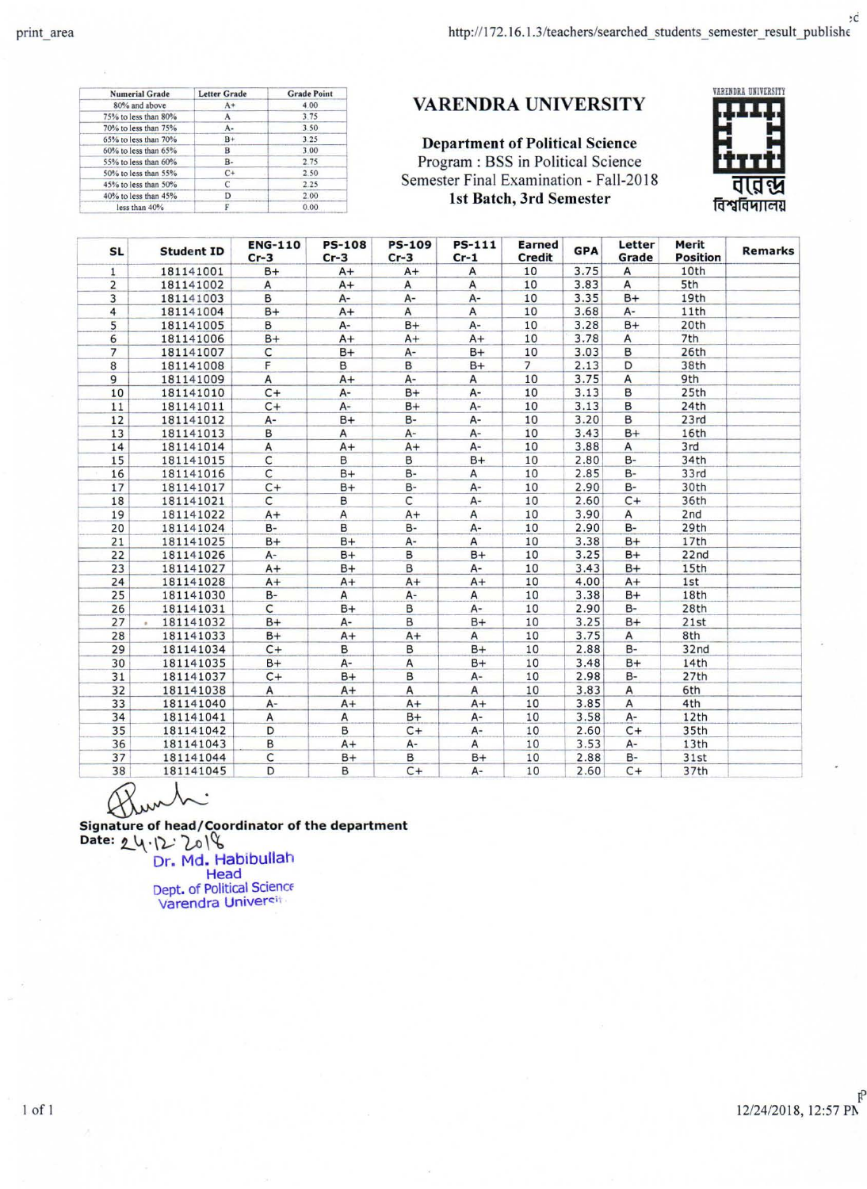| Numerial Grade | Letter Grade | Grade Point |
|---|---|---|
| 80% and above | A+ | 4.00 |
| 75% to less than 80% | A | 3.75 |
| 70% to less than 75% | A- | 3.50 |
| 65% to less than 70% | B+ | 3.25 |
| 60% to less than 65% | B | 3.00 |
| 55% to less than 60% | B- | 2.75 |
| 50% to less than 55% | C+ | 2.50 |
| 45% to less than 50% | C | 2.25 |
| 40% to less than 45% | D | 2.00 |
| less than 40% | F | 0.00 |

# VARENDRA UNIVERSITY

**Department of Political Science**
Program : BSS in Political Science
Semester Final Examination - Fall-2018
**1st Batch, 3rd Semester**

VARENDRA UNIVERSITY
বারেন্দ্র বিশ্ববিদ্যালয়

| SL | Student ID | ENG-110 Cr-3 | PS-108 Cr-3 | PS-109 Cr-3 | PS-111 Cr-1 | Earned Credit | GPA | Letter Grade | Merit Position | Remarks |
|---|---|---|---|---|---|---|---|---|---|---|
| 1 | 181141001 | B+ | A+ | A+ | A | 10 | 3.75 | A | 10th | |
| 2 | 181141002 | A | A+ | A | A | 10 | 3.83 | A | 5th | |
| 3 | 181141003 | B | A- | A- | A- | 10 | 3.35 | B+ | 19th | |
| 4 | 181141004 | B+ | A+ | A | A | 10 | 3.68 | A- | 11th | |
| 5 | 181141005 | B | A- | B+ | A- | 10 | 3.28 | B+ | 20th | |
| 6 | 181141006 | B+ | A+ | A+ | A+ | 10 | 3.78 | A | 7th | |
| 7 | 181141007 | C | B+ | A- | B+ | 10 | 3.03 | B | 26th | |
| 8 | 181141008 | F | B | B | B+ | 7 | 2.13 | D | 38th | |
| 9 | 181141009 | A | A+ | A- | A | 10 | 3.75 | A | 9th | |
| 10 | 181141010 | C+ | A- | B+ | A- | 10 | 3.13 | B | 25th | |
| 11 | 181141011 | C+ | A- | B+ | A- | 10 | 3.13 | B | 24th | |
| 12 | 181141012 | A- | B+ | B- | A- | 10 | 3.20 | B | 23rd | |
| 13 | 181141013 | B | A | A- | A- | 10 | 3.43 | B+ | 16th | |
| 14 | 181141014 | A | A+ | A+ | A- | 10 | 3.88 | A | 3rd | |
| 15 | 181141015 | C | B | B | B+ | 10 | 2.80 | B- | 34th | |
| 16 | 181141016 | C | B+ | B- | A | 10 | 2.85 | B- | 33rd | |
| 17 | 181141017 | C+ | B+ | B- | A- | 10 | 2.90 | B- | 30th | |
| 18 | 181141021 | C | B | C | A- | 10 | 2.60 | C+ | 36th | |
| 19 | 181141022 | A+ | A | A+ | A | 10 | 3.90 | A | 2nd | |
| 20 | 181141024 | B- | B | B- | A- | 10 | 2.90 | B- | 29th | |
| 21 | 181141025 | B+ | B+ | A- | A | 10 | 3.38 | B+ | 17th | |
| 22 | 181141026 | A- | B+ | B | B+ | 10 | 3.25 | B+ | 22nd | |
| 23 | 181141027 | A+ | B+ | B | A- | 10 | 3.43 | B+ | 15th | |
| 24 | 181141028 | A+ | A+ | A+ | A+ | 10 | 4.00 | A+ | 1st | |
| 25 | 181141030 | B- | A | A- | A | 10 | 3.38 | B+ | 18th | |
| 26 | 181141031 | C | B+ | B | A- | 10 | 2.90 | B- | 28th | |
| 27 | 181141032 | B+ | A- | B | B+ | 10 | 3.25 | B+ | 21st | |
| 28 | 181141033 | B+ | A+ | A+ | A | 10 | 3.75 | A | 8th | |
| 29 | 181141034 | C+ | B | B | B+ | 10 | 2.88 | B- | 32nd | |
| 30 | 181141035 | B+ | A- | A | B+ | 10 | 3.48 | B+ | 14th | |
| 31 | 181141037 | C+ | B+ | B | A- | 10 | 2.98 | B- | 27th | |
| 32 | 181141038 | A | A+ | A | A | 10 | 3.83 | A | 6th | |
| 33 | 181141040 | A- | A+ | A+ | A+ | 10 | 3.85 | A | 4th | |
| 34 | 181141041 | A | A | B+ | A- | 10 | 3.58 | A- | 12th | |
| 35 | 181141042 | D | B | C+ | A- | 10 | 2.60 | C+ | 35th | |
| 36 | 181141043 | B | A+ | A- | A | 10 | 3.53 | A- | 13th | |
| 37 | 181141044 | C | B+ | B | B+ | 10 | 2.88 | B- | 31st | |
| 38 | 181141045 | D | B | C+ | A- | 10 | 2.60 | C+ | 37th | |

**Signature of head/Coordinator of the department**
**Date:** 24.12.2018

Dr. Md. Habibullah
Head
Dept. of Political Science
Varendra University